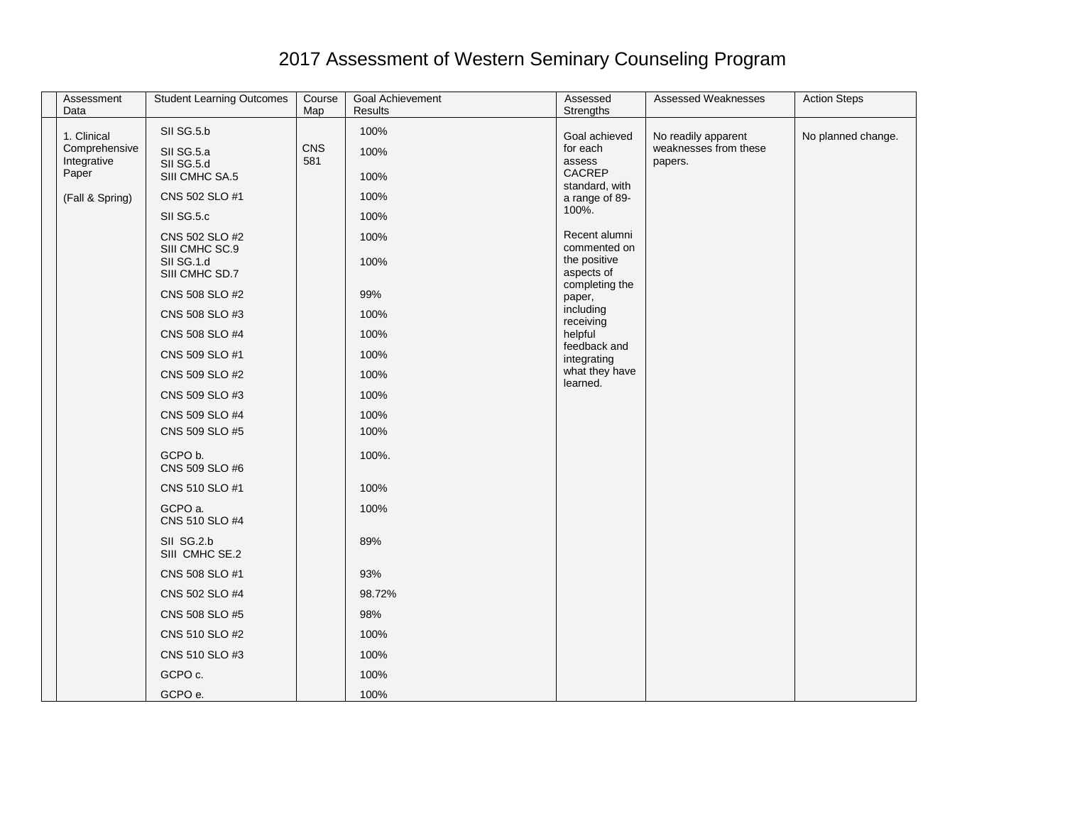# 2017 Assessment of Western Seminary Counseling Program

| | Assessment Data | Student Learning Outcomes | Course Map | Goal Achievement Results | Assessed Strengths | Assessed Weaknesses | Action Steps |
|---|---|---|---|---|---|---|---|
| | 1. Clinical Comprehensive Integrative Paper<br><br>(Fall & Spring) | SII SG.5.b | CNS 581 | 100% | Goal achieved for each assess CACREP standard, with a range of 89-100%.<br><br>Recent alumni commented on the positive aspects of completing the paper, including receiving helpful feedback and integrating what they have learned. | No readily apparent weaknesses from these papers. | No planned change. |
| | | SII SG.5.a<br>SII SG.5.d | | 100% | | | |
| | | SIII CMHC SA.5 | | 100% | | | |
| | | CNS 502 SLO #1 | | 100% | | | |
| | | SII SG.5.c | | 100% | | | |
| | | CNS 502 SLO #2<br>SIII CMHC SC.9 | | 100% | | | |
| | | SII SG.1.d<br>SIII CMHC SD.7 | | 100% | | | |
| | | CNS 508 SLO #2 | | 99% | | | |
| | | CNS 508 SLO #3 | | 100% | | | |
| | | CNS 508 SLO #4 | | 100% | | | |
| | | CNS 509 SLO #1 | | 100% | | | |
| | | CNS 509 SLO #2 | | 100% | | | |
| | | CNS 509 SLO #3 | | 100% | | | |
| | | CNS 509 SLO #4 | | 100% | | | |
| | | CNS 509 SLO #5 | | 100% | | | |
| | | GCPO b.<br>CNS 509 SLO #6 | | 100%. | | | |
| | | CNS 510 SLO #1 | | 100% | | | |
| | | GCPO a.<br>CNS 510 SLO #4 | | 100% | | | |
| | | SII SG.2.b<br>SIII CMHC SE.2 | | 89% | | | |
| | | CNS 508 SLO #1 | | 93% | | | |
| | | CNS 502 SLO #4 | | 98.72% | | | |
| | | CNS 508 SLO #5 | | 98% | | | |
| | | CNS 510 SLO #2 | | 100% | | | |
| | | CNS 510 SLO #3 | | 100% | | | |
| | | GCPO c. | | 100% | | | |
| | | GCPO e. | | 100% | | | |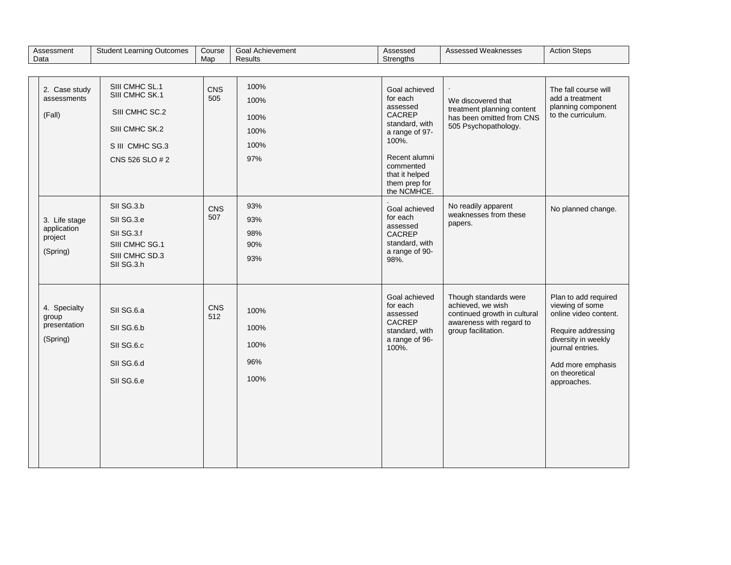| Assessment Data | Student Learning Outcomes | Course Map | Goal Achievement Results | Assessed Strengths | Assessed Weaknesses | Action Steps |
|---|---|---|---|---|---|---|
| 2. Case study assessments (Fall) | SIII CMHC SL.1<br>SIII CMHC SK.1<br>SIII CMHC SC.2<br>SIII CMHC SK.2<br>S III CMHC SG.3<br>CNS 526 SLO # 2 | CNS 505 | 100%<br>100%<br>100%<br>100%<br>100%<br>97% | Goal achieved for each assessed CACREP standard, with a range of 97-100%.<br><br>Recent alumni commented that it helped them prep for the NCMHCE. | .<br>We discovered that treatment planning content has been omitted from CNS 505 Psychopathology. | The fall course will add a treatment planning component to the curriculum. |
| 3. Life stage application project (Spring) | SII SG.3.b<br>SII SG.3.e<br>SII SG.3.f<br>SIII CMHC SG.1<br>SIII CMHC SD.3<br>SII SG.3.h | CNS 507 | 93%<br>93%<br>98%<br>90%<br>93% | .<br>Goal achieved for each assessed CACREP standard, with a range of 90-98%. | No readily apparent weaknesses from these papers. | No planned change. |
| 4. Specialty group presentation (Spring) | SII SG.6.a<br>SII SG.6.b<br>SII SG.6.c<br>SII SG.6.d<br>SII SG.6.e | CNS 512 | 100%<br>100%<br>100%<br>96%<br>100% | Goal achieved for each assessed CACREP standard, with a range of 96-100%. | Though standards were achieved, we wish continued growth in cultural awareness with regard to group facilitation. | Plan to add required viewing of some online video content.<br><br>Require addressing diversity in weekly journal entries.<br><br>Add more emphasis on theoretical approaches. |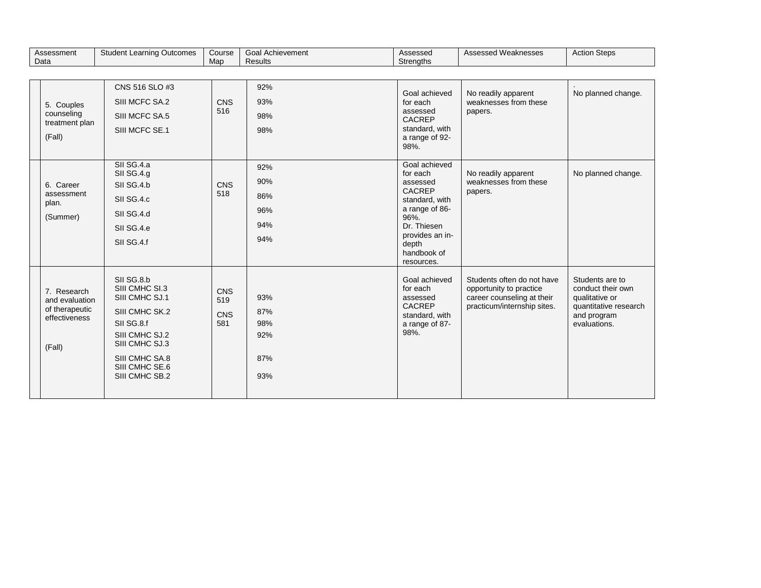| Assessment Data | Student Learning Outcomes | Course Map | Goal Achievement Results | Assessed Strengths | Assessed Weaknesses | Action Steps |
|---|---|---|---|---|---|---|
| 5. Couples counseling treatment plan (Fall) | CNS 516 SLO #3<br>SIII MCFC SA.2<br>SIII MCFC SA.5<br>SIII MCFC SE.1 | CNS 516 | 92%<br>93%<br>98%<br>98% | Goal achieved for each assessed CACREP standard, with a range of 92-98%. | No readily apparent weaknesses from these papers. | .<br>No planned change. |
| 6. Career assessment plan. (Summer) | SII SG.4.a<br>SII SG.4.g<br>SII SG.4.b<br>SII SG.4.c<br>SII SG.4.d<br>SII SG.4.e<br>SII SG.4.f | CNS 518 | 92%<br>90%<br>86%<br>96%<br>94%<br>94% | Goal achieved for each assessed CACREP standard, with a range of 86-96%. Dr. Thiesen provides an in-depth handbook of resources. | No readily apparent weaknesses from these papers. | No planned change. |
| 7. Research and evaluation of therapeutic effectiveness (Fall) | SII SG.8.b<br>SIII CMHC SI.3<br>SIII CMHC SJ.1<br>SIII CMHC SK.2<br>SII SG.8.f<br>SIII CMHC SJ.2<br>SIII CMHC SJ.3<br>SIII CMHC SA.8<br>SIII CMHC SE.6<br>SIII CMHC SB.2 | CNS 519<br>CNS 581 | 93%<br>87%<br>98%<br>92%<br>87%<br>93% | Goal achieved for each assessed CACREP standard, with a range of 87-98%. | Students often do not have opportunity to practice career counseling at their practicum/internship sites. | Students are to conduct their own qualitative or quantitative research and program evaluations. |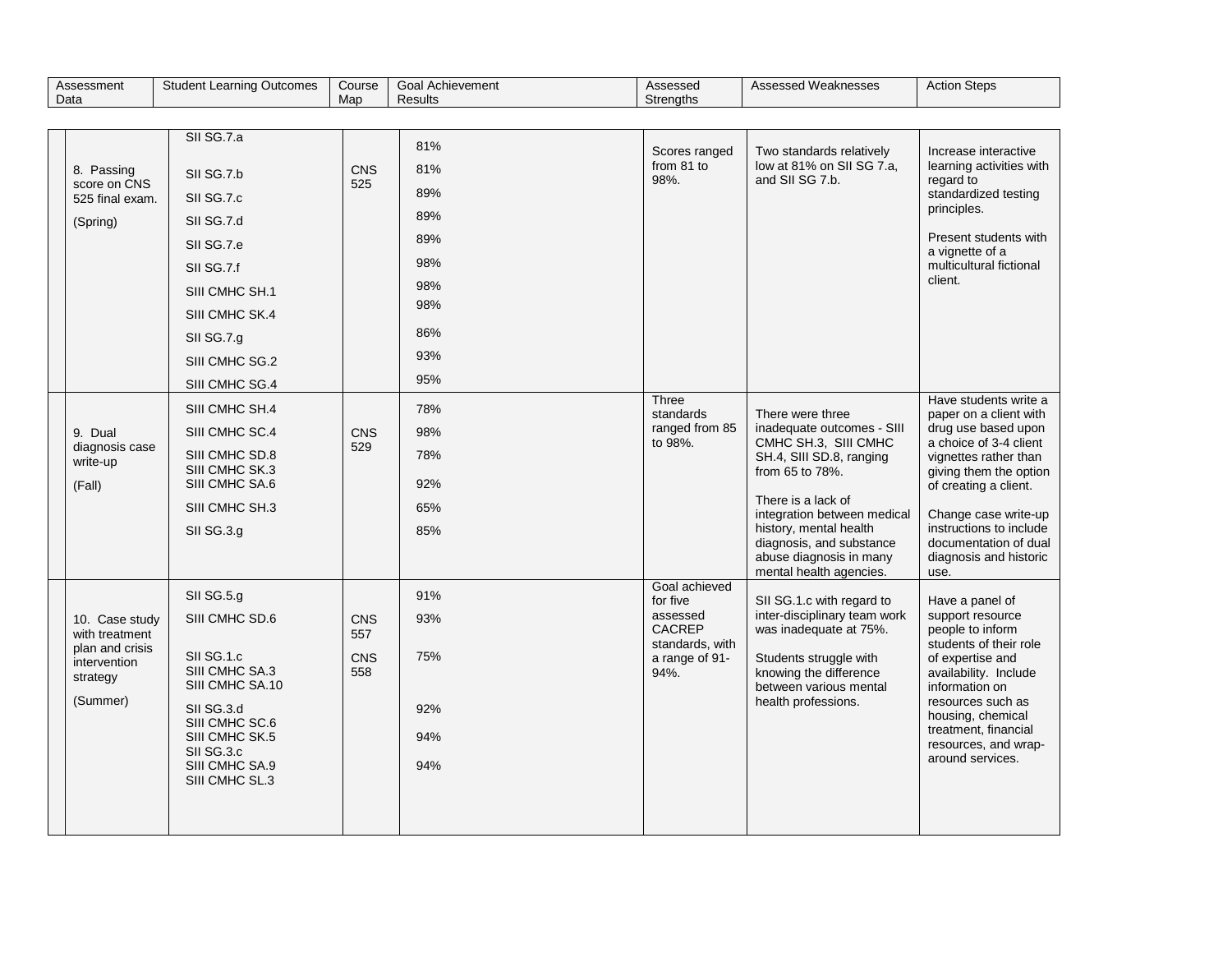| Assessment Data | Student Learning Outcomes | Course Map | Goal Achievement Results | Assessed Strengths | Assessed Weaknesses | Action Steps |
|---|---|---|---|---|---|---|
| 8. Passing score on CNS 525 final exam. (Spring) | SII SG.7.a<br>SII SG.7.b<br>SII SG.7.c<br>SII SG.7.d<br>SII SG.7.e<br>SII SG.7.f<br>SIII CMHC SH.1<br>SIII CMHC SK.4<br>SII SG.7.g<br>SIII CMHC SG.2<br>SIII CMHC SG.4 | CNS 525 | 81%<br>81%<br>89%<br>89%<br>89%<br>98%<br>98%<br>98%<br>86%<br>93%<br>95% | Scores ranged from 81 to 98%. | Two standards relatively low at 81% on SII SG 7.a, and SII SG 7.b. | Increase interactive learning activities with regard to standardized testing principles.<br><br>Present students with a vignette of a multicultural fictional client. |
| 9. Dual diagnosis case write-up (Fall) | SIII CMHC SH.4<br>SIII CMHC SC.4<br>SIII CMHC SD.8<br>SIII CMHC SK.3<br>SIII CMHC SA.6<br>SIII CMHC SH.3<br>SII SG.3.g | CNS 529 | 78%<br>98%<br>78%<br>92%<br>65%<br>85% | Three standards ranged from 85 to 98%. | There were three inadequate outcomes - SIII CMHC SH.3, SIII CMHC SH.4, SIII SD.8, ranging from 65 to 78%.<br><br>There is a lack of integration between medical history, mental health diagnosis, and substance abuse diagnosis in many mental health agencies. | Have students write a paper on a client with drug use based upon a choice of 3-4 client vignettes rather than giving them the option of creating a client.<br><br>Change case write-up instructions to include documentation of dual diagnosis and historic use. |
| 10. Case study with treatment plan and crisis intervention strategy (Summer) | SII SG.5.g<br>SIII CMHC SD.6<br>SII SG.1.c<br>SIII CMHC SA.3<br>SIII CMHC SA.10<br>SII SG.3.d<br>SIII CMHC SC.6<br>SIII CMHC SK.5<br>SII SG.3.c<br>SIII CMHC SA.9<br>SIII CMHC SL.3 | CNS 557<br>CNS 558 | 91%<br>93%<br>75%<br>92%<br>94%<br>94% | Goal achieved for five assessed CACREP standards, with a range of 91-94%. | SII SG.1.c with regard to inter-disciplinary team work was inadequate at 75%.<br><br>Students struggle with knowing the difference between various mental health professions. | Have a panel of support resource people to inform students of their role of expertise and availability. Include information on resources such as housing, chemical treatment, financial resources, and wrap-around services. |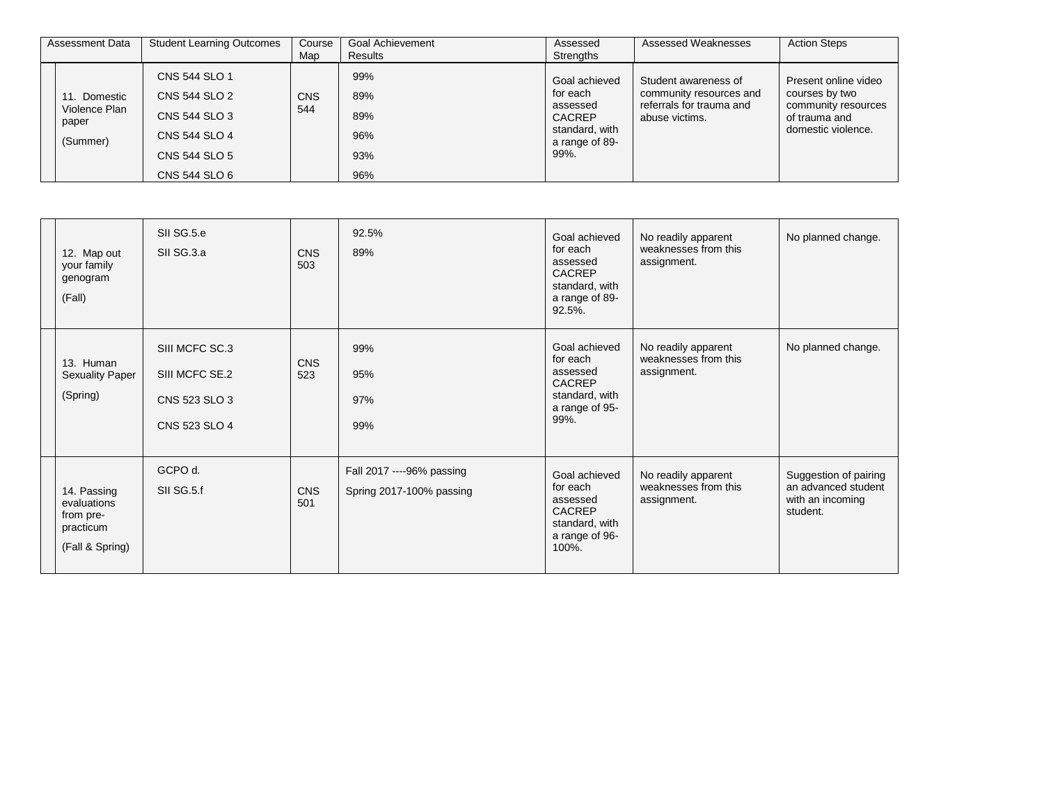| Assessment Data | Student Learning Outcomes | Course Map | Goal Achievement Results | Assessed Strengths | Assessed Weaknesses | Action Steps |
|---|---|---|---|---|---|---|
| 11. Domestic Violence Plan paper (Summer) | CNS 544 SLO 1<br>CNS 544 SLO 2<br>CNS 544 SLO 3<br>CNS 544 SLO 4<br>CNS 544 SLO 5<br>CNS 544 SLO 6 | CNS 544 | 99%<br>89%<br>89%<br>96%<br>93%<br>96% | Goal achieved for each assessed CACREP standard, with a range of 89-99%. | Student awareness of community resources and referrals for trauma and abuse victims. | Present online video courses by two community resources of trauma and domestic violence. |
| 12. Map out your family genogram (Fall) | SII SG.5.e<br>SII SG.3.a | CNS 503 | 92.5%<br>89% | Goal achieved for each assessed CACREP standard, with a range of 89-92.5%. | No readily apparent weaknesses from this assignment. | No planned change. |
| 13. Human Sexuality Paper (Spring) | SIII MCFC SC.3<br>SIII MCFC SE.2<br>CNS 523 SLO 3<br>CNS 523 SLO 4 | CNS 523 | 99%<br>95%<br>97%<br>99% | Goal achieved for each assessed CACREP standard, with a range of 95-99%. | No readily apparent weaknesses from this assignment. | No planned change. |
| 14. Passing evaluations from pre-practicum (Fall & Spring) | GCPO d.<br>SII SG.5.f | CNS 501 | Fall 2017 ----96% passing<br>Spring 2017-100% passing | Goal achieved for each assessed CACREP standard, with a range of 96-100%. | No readily apparent weaknesses from this assignment. | Suggestion of pairing an advanced student with an incoming student. |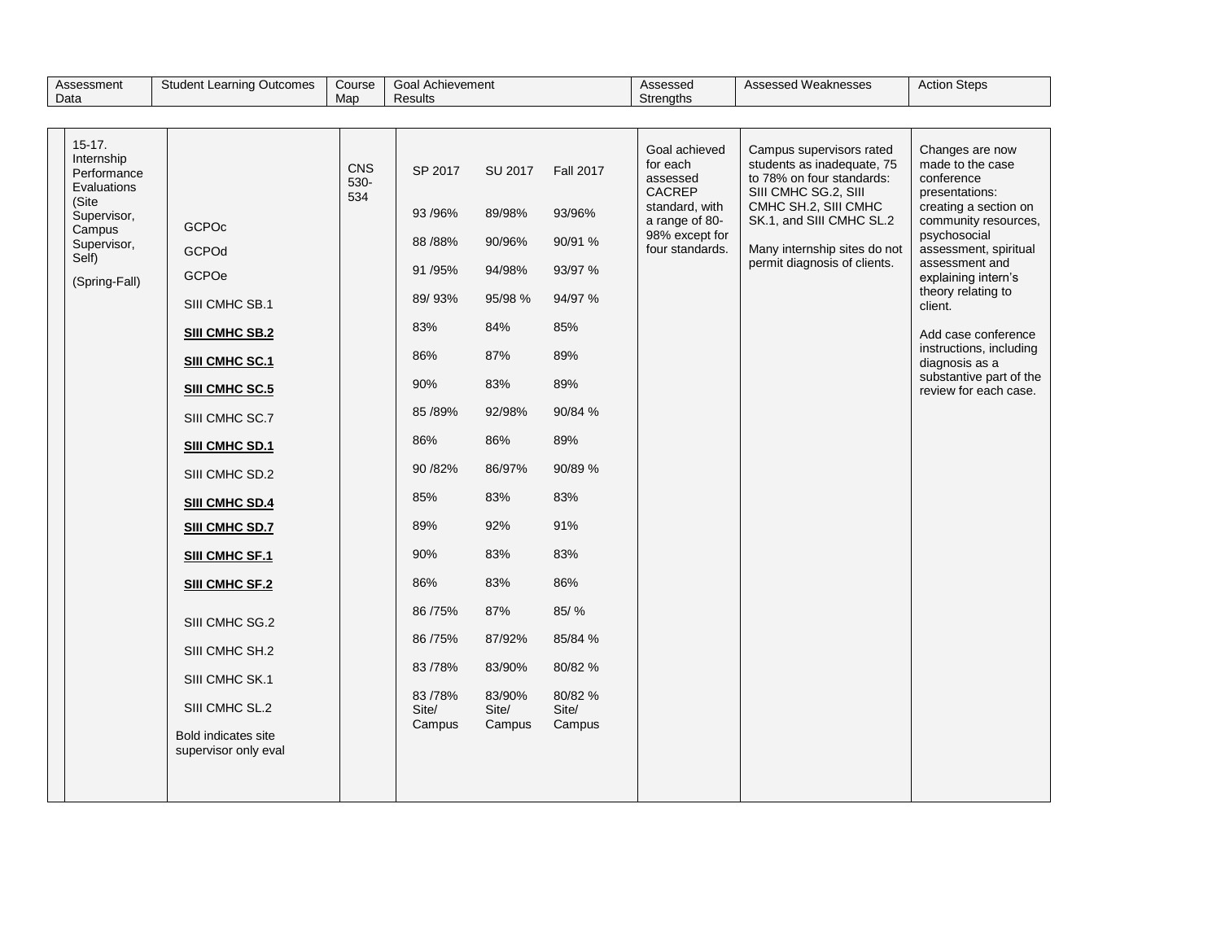| Assessment Data | Student Learning Outcomes | Course Map | Goal Achievement Results | | | Assessed Strengths | Assessed Weaknesses | Action Steps |
|---|---|---|---|---|---|---|---|---|
| 15-17. Internship Performance Evaluations (Site Supervisor, Campus Supervisor, Self) (Spring-Fall) | | CNS 530-534 | SP 2017 | SU 2017 | Fall 2017 | Goal achieved for each assessed CACREP standard, with a range of 80-98% except for four standards. | Campus supervisors rated students as inadequate, 75 to 78% on four standards: SIII CMHC SG.2, SIII CMHC SH.2, SIII CMHC SK.1, and SIII CMHC SL.2<br><br>Many internship sites do not permit diagnosis of clients. | Changes are now made to the case conference presentations: creating a section on community resources, psychosocial assessment, spiritual assessment and explaining intern's theory relating to client.<br><br>Add case conference instructions, including diagnosis as a substantive part of the review for each case. |
| | GCPOc | | 93 /96% | 89/98% | 93/96% | | | |
| | GCPOd | | 88 /88% | 90/96% | 90/91 % | | | |
| | GCPOe | | 91 /95% | 94/98% | 93/97 % | | | |
| | SIII CMHC SB.1 | | 89/ 93% | 95/98 % | 94/97 % | | | |
| | **SIII CMHC SB.2** | | 83% | 84% | 85% | | | |
| | **SIII CMHC SC.1** | | 86% | 87% | 89% | | | |
| | **SIII CMHC SC.5** | | 90% | 83% | 89% | | | |
| | SIII CMHC SC.7 | | 85 /89% | 92/98% | 90/84 % | | | |
| | **SIII CMHC SD.1** | | 86% | 86% | 89% | | | |
| | SIII CMHC SD.2 | | 90 /82% | 86/97% | 90/89 % | | | |
| | **SIII CMHC SD.4** | | 85% | 83% | 83% | | | |
| | **SIII CMHC SD.7** | | 89% | 92% | 91% | | | |
| | **SIII CMHC SF.1** | | 90% | 83% | 83% | | | |
| | **SIII CMHC SF.2** | | 86% | 83% | 86% | | | |
| | SIII CMHC SG.2 | | 86 /75% | 87% | 85/ % | | | |
| | SIII CMHC SH.2 | | 86 /75% | 87/92% | 85/84 % | | | |
| | SIII CMHC SK.1 | | 83 /78% | 83/90% | 80/82 % | | | |
| | SIII CMHC SL.2 | | 83 /78% Site/ Campus | 83/90% Site/ Campus | 80/82 % Site/ Campus | | | |
| | Bold indicates site supervisor only eval | | | | | | | |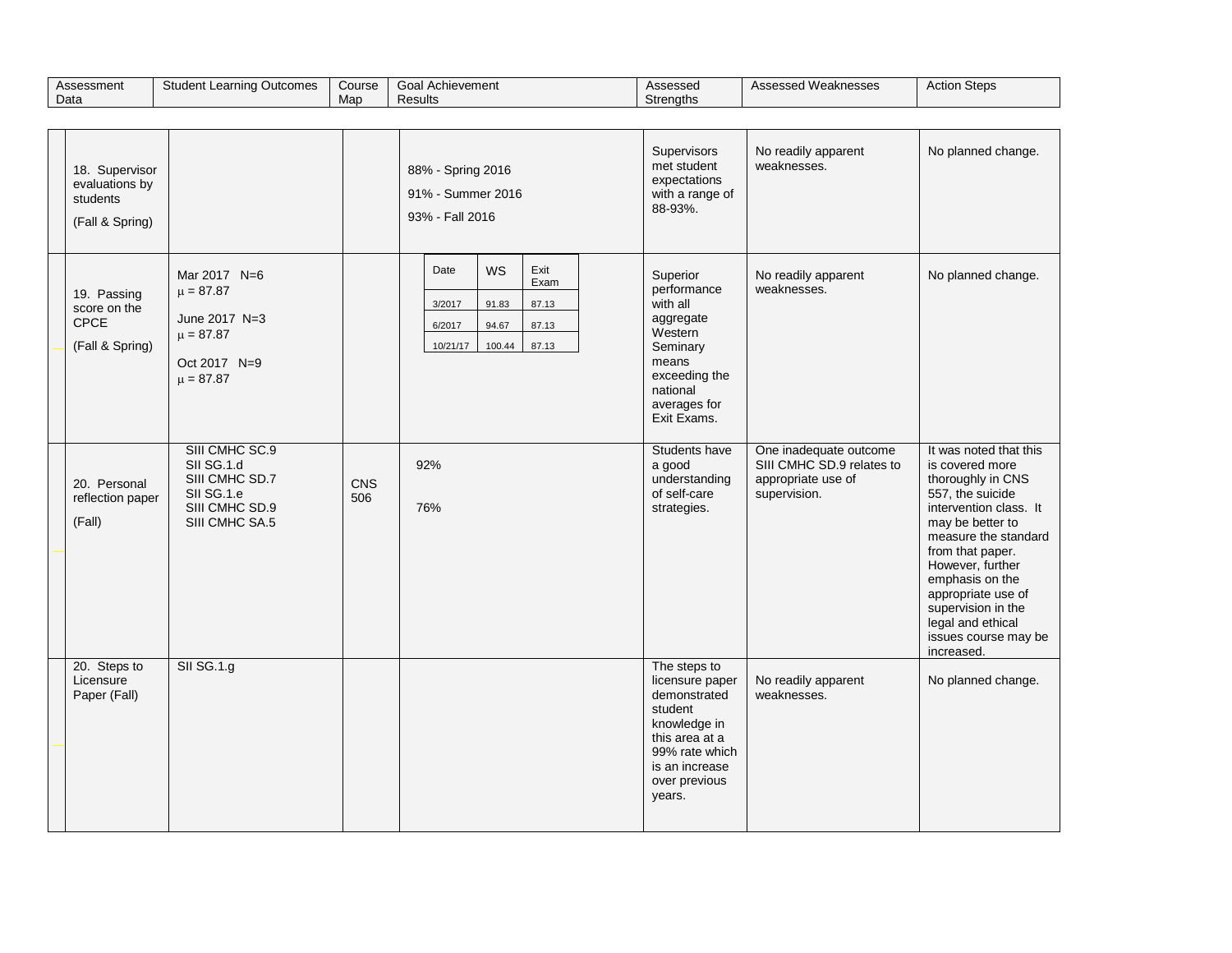| Assessment Data | Student Learning Outcomes | Course Map | Goal Achievement Results | Assessed Strengths | Assessed Weaknesses | Action Steps |
|---|---|---|---|---|---|---|
| 18. Supervisor evaluations by students (Fall & Spring) | | | 88% - Spring 2016<br>91% - Summer 2016<br>93% - Fall 2016 | Supervisors met student expectations with a range of 88-93%. | No readily apparent weaknesses. | No planned change. |
| 19. Passing score on the CPCE (Fall & Spring) | Mar 2017 N=6<br>$\mu = 87.87$<br>June 2017 N=3<br>$\mu = 87.87$<br>Oct 2017 N=9<br>$\mu = 87.87$ | | Date / WS / Exit Exam<br>3/2017 / 91.83 / 87.13<br>6/2017 / 94.67 / 87.13<br>10/21/17 / 100.44 / 87.13 | Superior performance with all aggregate Western Seminary means exceeding the national averages for Exit Exams. | No readily apparent weaknesses. | No planned change. |
| 20. Personal reflection paper (Fall) | SIII CMHC SC.9<br>SII SG.1.d<br>SIII CMHC SD.7<br>SII SG.1.e<br>SIII CMHC SD.9<br>SIII CMHC SA.5 | CNS 506 | 92%<br>76% | Students have a good understanding of self-care strategies. | One inadequate outcome SIII CMHC SD.9 relates to appropriate use of supervision. | It was noted that this is covered more thoroughly in CNS 557, the suicide intervention class. It may be better to measure the standard from that paper. However, further emphasis on the appropriate use of supervision in the legal and ethical issues course may be increased. |
| 20. Steps to Licensure Paper (Fall) | SII SG.1.g | | | The steps to licensure paper demonstrated student knowledge in this area at a 99% rate which is an increase over previous years. | No readily apparent weaknesses. | No planned change. |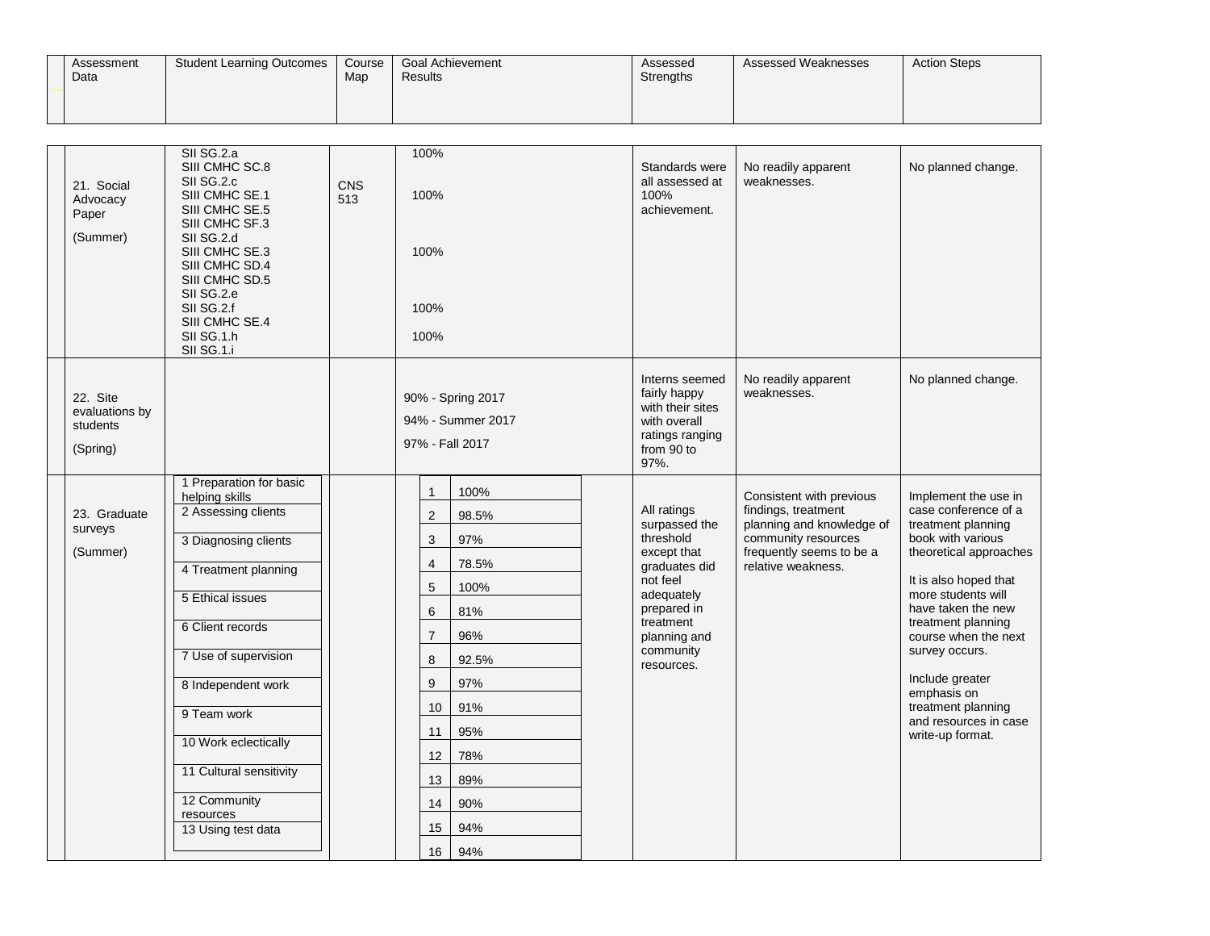| Assessment Data | Student Learning Outcomes | Course Map | Goal Achievement Results | Assessed Strengths | Assessed Weaknesses | Action Steps |
|---|---|---|---|---|---|---|
| 21. Social Advocacy Paper (Summer) | SII SG.2.a<br>SIII CMHC SC.8<br>SII SG.2.c<br>SIII CMHC SE.1<br>SIII CMHC SE.5<br>SIII CMHC SF.3<br>SII SG.2.d<br>SIII CMHC SE.3<br>SIII CMHC SD.4<br>SIII CMHC SD.5<br>SII SG.2.e<br>SII SG.2.f<br>SIII CMHC SE.4<br>SII SG.1.h<br>SII SG.1.i | CNS 513 | 100%<br>100%<br>100%<br>100%<br>100% | Standards were all assessed at 100% achievement. | No readily apparent weaknesses. | No planned change. |
| 22. Site evaluations by students (Spring) | | | 90% - Spring 2017<br>94% - Summer 2017<br>97% - Fall 2017 | Interns seemed fairly happy with their sites with overall ratings ranging from 90 to 97%. | No readily apparent weaknesses. | No planned change. |
| 23. Graduate surveys (Summer) | 1 Preparation for basic helping skills<br>2 Assessing clients<br>3 Diagnosing clients<br>4 Treatment planning<br>5 Ethical issues<br>6 Client records<br>7 Use of supervision<br>8 Independent work<br>9 Team work<br>10 Work eclectically<br>11 Cultural sensitivity<br>12 Community resources<br>13 Using test data | | 1 100%<br>2 98.5%<br>3 97%<br>4 78.5%<br>5 100%<br>6 81%<br>7 96%<br>8 92.5%<br>9 97%<br>10 91%<br>11 95%<br>12 78%<br>13 89%<br>14 90%<br>15 94%<br>16 94% | All ratings surpassed the threshold except that graduates did not feel adequately prepared in treatment planning and community resources. | Consistent with previous findings, treatment planning and knowledge of community resources frequently seems to be a relative weakness. | Implement the use in case conference of a treatment planning book with various theoretical approaches<br><br>It is also hoped that more students will have taken the new treatment planning course when the next survey occurs.<br><br>Include greater emphasis on treatment planning and resources in case write-up format. |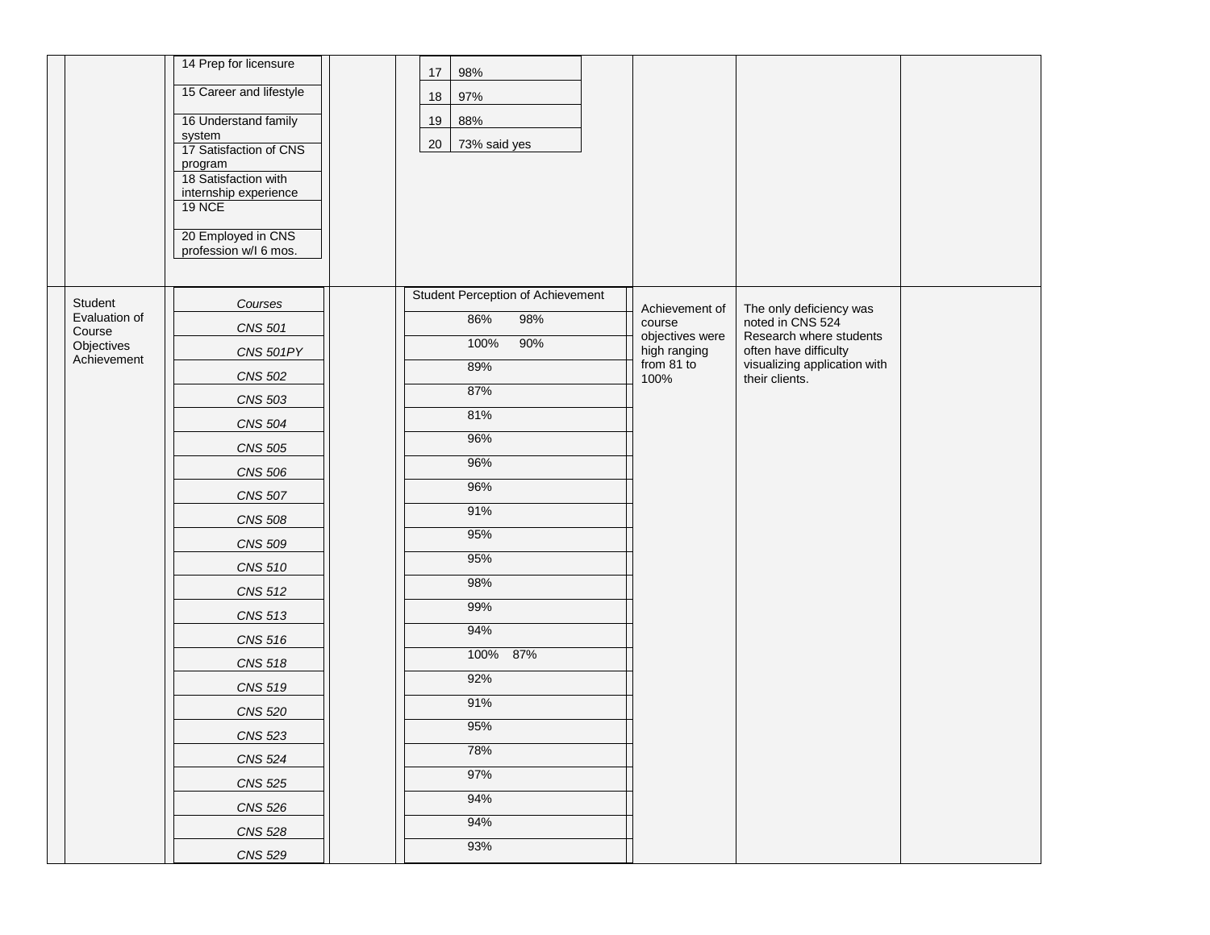| | | | | | | | |
|---|---|---|---|---|---|---|---|
| | | 14 Prep for licensure<br>15 Career and lifestyle<br>16 Understand family system<br>17 Satisfaction of CNS program<br>18 Satisfaction with internship experience<br>19 NCE<br>20 Employed in CNS profession w/I 6 mos. | | 17 98%<br>18 97%<br>19 88%<br>20 73% said yes | | | |
| | Student Evaluation of Course Objectives Achievement | | | | Achievement of course objectives were high ranging from 81 to 100% | The only deficiency was noted in CNS 524 Research where students often have difficulty visualizing application with their clients. | |

| *Courses* | Student Perception of Achievement |
|---|---|
| *CNS 501* | 86% 98% |
| *CNS 501PY* | 100% 90% |
| *CNS 502* | 89% |
| *CNS 503* | 87% |
| *CNS 504* | 81% |
| *CNS 505* | 96% |
| *CNS 506* | 96% |
| *CNS 507* | 96% |
| *CNS 508* | 91% |
| *CNS 509* | 95% |
| *CNS 510* | 95% |
| *CNS 512* | 98% |
| *CNS 513* | 99% |
| *CNS 516* | 94% |
| *CNS 518* | 100% 87% |
| *CNS 519* | 92% |
| *CNS 520* | 91% |
| *CNS 523* | 95% |
| *CNS 524* | 78% |
| *CNS 525* | 97% |
| *CNS 526* | 94% |
| *CNS 528* | 94% |
| *CNS 529* | 93% |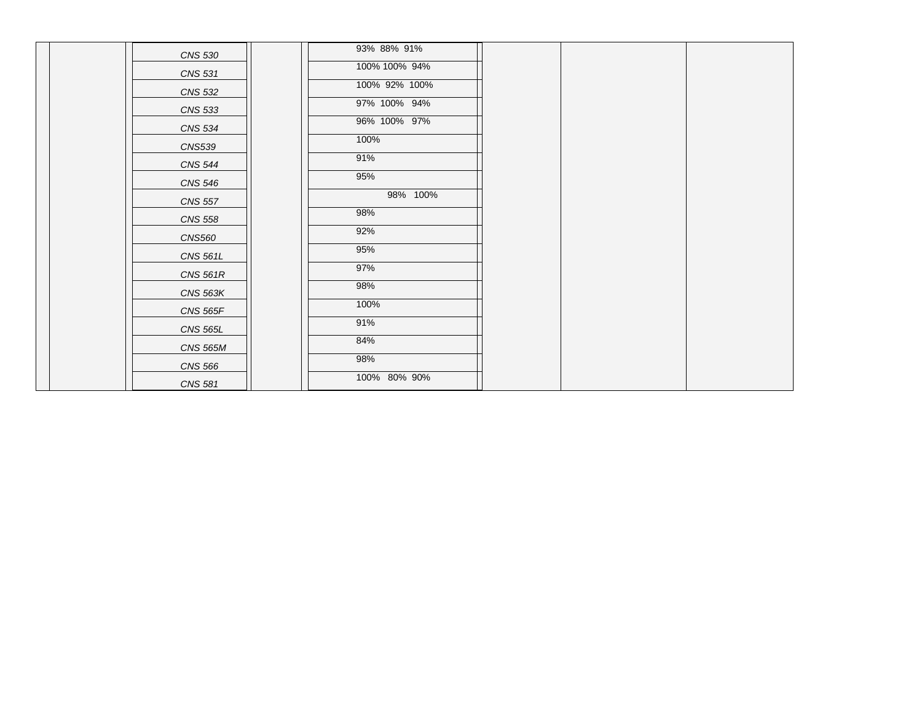| | | | | | | | | |
|---|---|---|---|---|---|---|---|---|
| | | *CNS 530* | | 93% 88% 91% | | | | |
| | | *CNS 531* | | 100% 100% 94% | | | | |
| | | *CNS 532* | | 100% 92% 100% | | | | |
| | | *CNS 533* | | 97% 100% 94% | | | | |
| | | *CNS 534* | | 96% 100% 97% | | | | |
| | | *CNS539* | | 100% | | | | |
| | | *CNS 544* | | 91% | | | | |
| | | *CNS 546* | | 95% | | | | |
| | | *CNS 557* | | 98% 100% | | | | |
| | | *CNS 558* | | 98% | | | | |
| | | *CNS560* | | 92% | | | | |
| | | *CNS 561L* | | 95% | | | | |
| | | *CNS 561R* | | 97% | | | | |
| | | *CNS 563K* | | 98% | | | | |
| | | *CNS 565F* | | 100% | | | | |
| | | *CNS 565L* | | 91% | | | | |
| | | *CNS 565M* | | 84% | | | | |
| | | *CNS 566* | | 98% | | | | |
| | | *CNS 581* | | 100% 80% 90% | | | | |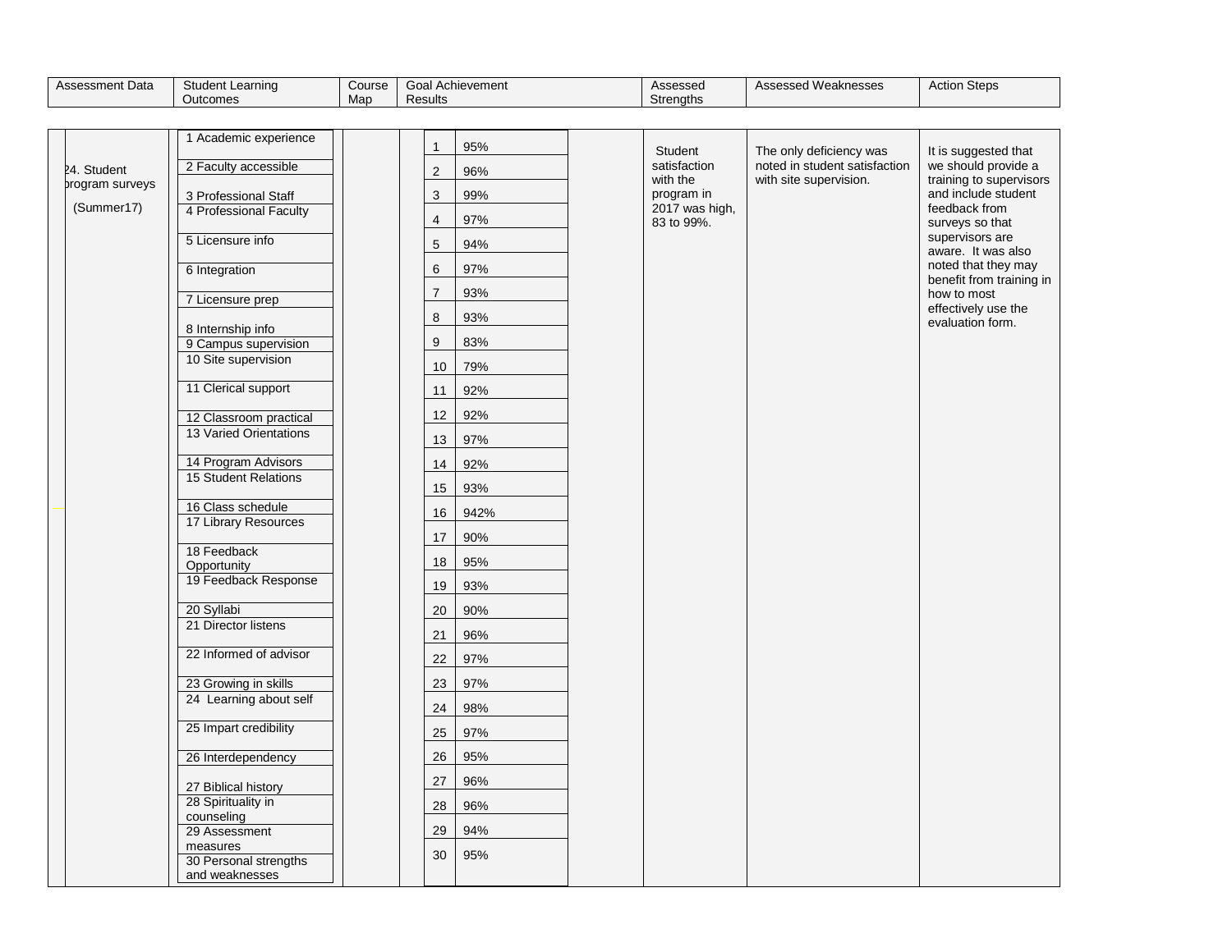| Assessment Data | Student Learning Outcomes | Course Map | Goal Achievement Results | Assessed Strengths | Assessed Weaknesses | Action Steps |
|---|---|---|---|---|---|---|
| 24. Student program surveys (Summer17) | 1 Academic experience<br>2 Faculty accessible<br>3 Professional Staff<br>4 Professional Faculty<br>5 Licensure info<br>6 Integration<br>7 Licensure prep<br>8 Internship info<br>9 Campus supervision<br>10 Site supervision<br>11 Clerical support<br>12 Classroom practical<br>13 Varied Orientations<br>14 Program Advisors<br>15 Student Relations<br>16 Class schedule<br>17 Library Resources<br>18 Feedback Opportunity<br>19 Feedback Response<br>20 Syllabi<br>21 Director listens<br>22 Informed of advisor<br>23 Growing in skills<br>24 Learning about self<br>25 Impart credibility<br>26 Interdependency<br>27 Biblical history<br>28 Spirituality in counseling<br>29 Assessment measures<br>30 Personal strengths and weaknesses | | 1 95%<br>2 96%<br>3 99%<br>4 97%<br>5 94%<br>6 97%<br>7 93%<br>8 93%<br>9 83%<br>10 79%<br>11 92%<br>12 92%<br>13 97%<br>14 92%<br>15 93%<br>16 942%<br>17 90%<br>18 95%<br>19 93%<br>20 90%<br>21 96%<br>22 97%<br>23 97%<br>24 98%<br>25 97%<br>26 95%<br>27 96%<br>28 96%<br>29 94%<br>30 95% | Student satisfaction with the program in 2017 was high, 83 to 99%. | The only deficiency was noted in student satisfaction with site supervision. | It is suggested that we should provide a training to supervisors and include student feedback from surveys so that supervisors are aware. It was also noted that they may benefit from training in how to most effectively use the evaluation form. |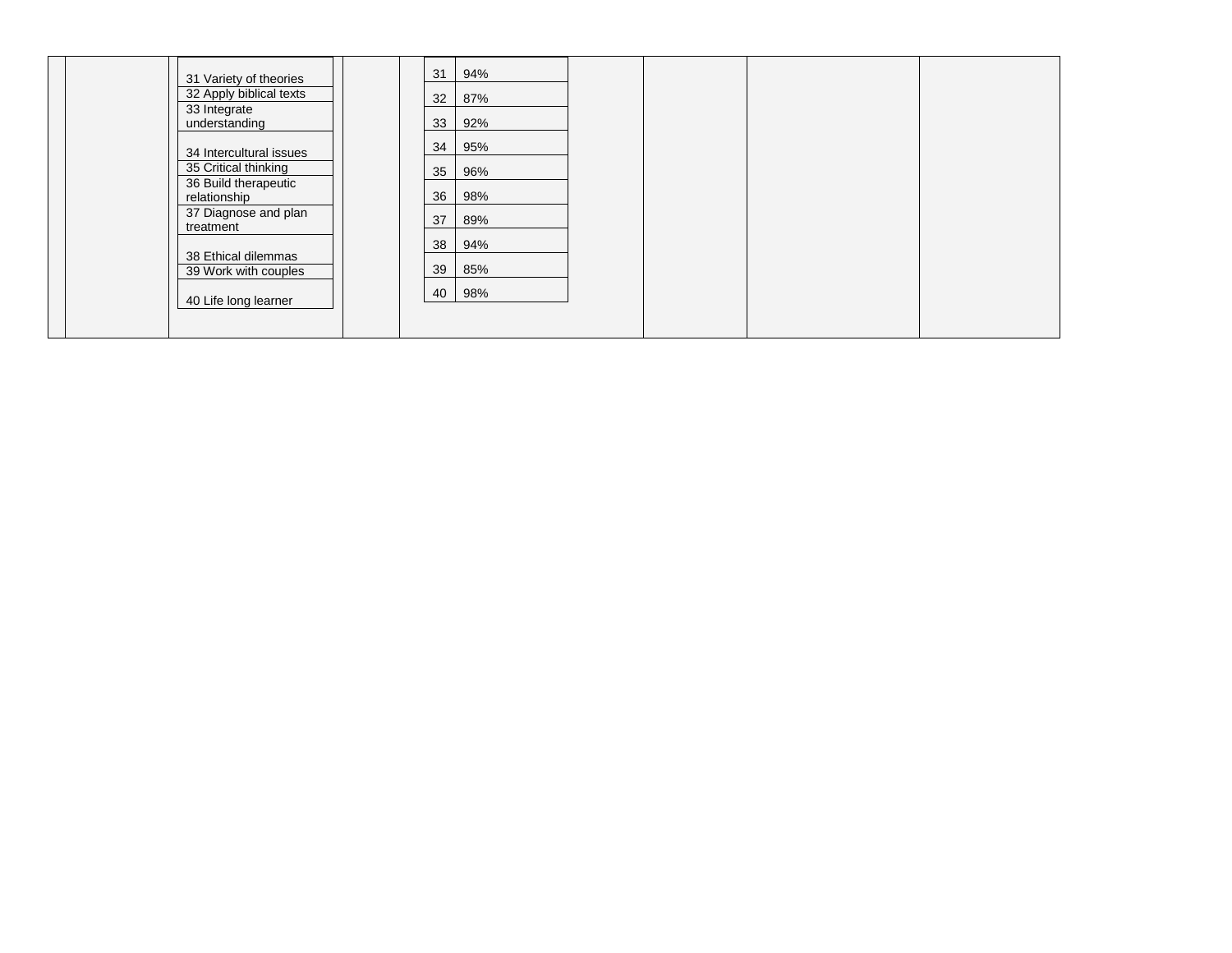| | | | | | | | |
|---|---|---|---|---|---|---|---|
| | | 31 Variety of theories<br>32 Apply biblical texts<br>33 Integrate understanding<br>34 Intercultural issues<br>35 Critical thinking<br>36 Build therapeutic relationship<br>37 Diagnose and plan treatment<br>38 Ethical dilemmas<br>39 Work with couples<br>40 Life long learner | | 31 94%<br>32 87%<br>33 92%<br>34 95%<br>35 96%<br>36 98%<br>37 89%<br>38 94%<br>39 85%<br>40 98% | | | |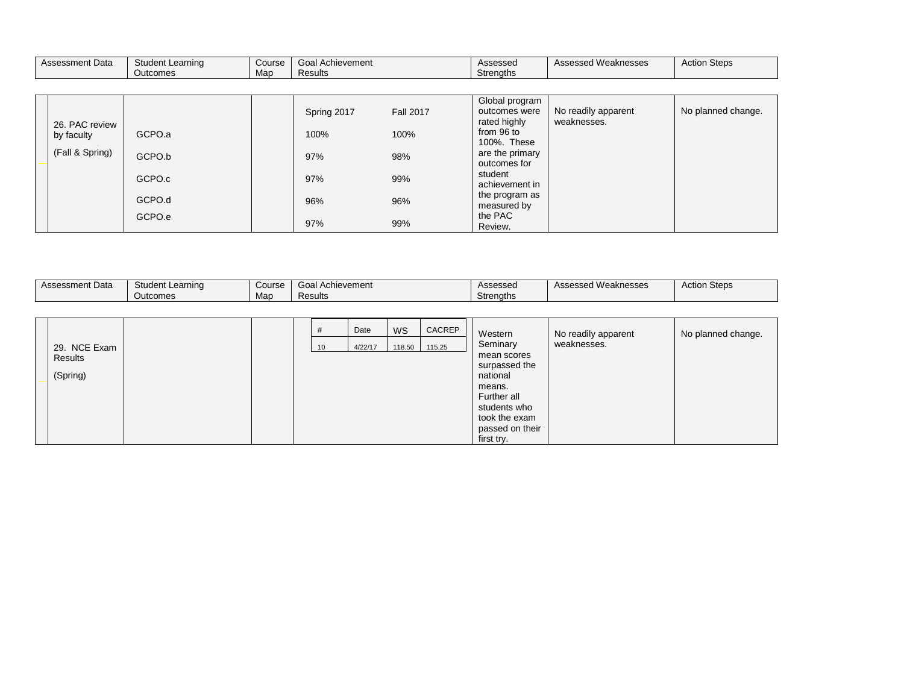| Assessment Data | Student Learning Outcomes | Course Map | Goal Achievement Results | | Assessed Strengths | Assessed Weaknesses | Action Steps |
|---|---|---|---|---|---|---|---|
| 26. PAC review by faculty (Fall & Spring) | | | Spring 2017 | Fall 2017 | Global program outcomes were rated highly from 96 to 100%. These are the primary outcomes for student achievement in the program as measured by the PAC Review. | No readily apparent weaknesses. | No planned change. |
| | GCPO.a | | 100% | 100% | | | |
| | GCPO.b | | 97% | 98% | | | |
| | GCPO.c | | 97% | 99% | | | |
| | GCPO.d | | 96% | 96% | | | |
| | GCPO.e | | 97% | 99% | | | |

| Assessment Data | Student Learning Outcomes | Course Map | Goal Achievement Results | Assessed Strengths | Assessed Weaknesses | Action Steps |
|---|---|---|---|---|---|---|
| 29. NCE Exam Results (Spring) | | | # / Date / WS / CACREP: 10 / 4/22/17 / 118.50 / 115.25 | Western Seminary mean scores surpassed the national means. Further all students who took the exam passed on their first try. | No readily apparent weaknesses. | No planned change. |

| # | Date | WS | CACREP |
|---|---|---|---|
| 10 | 4/22/17 | 118.50 | 115.25 |